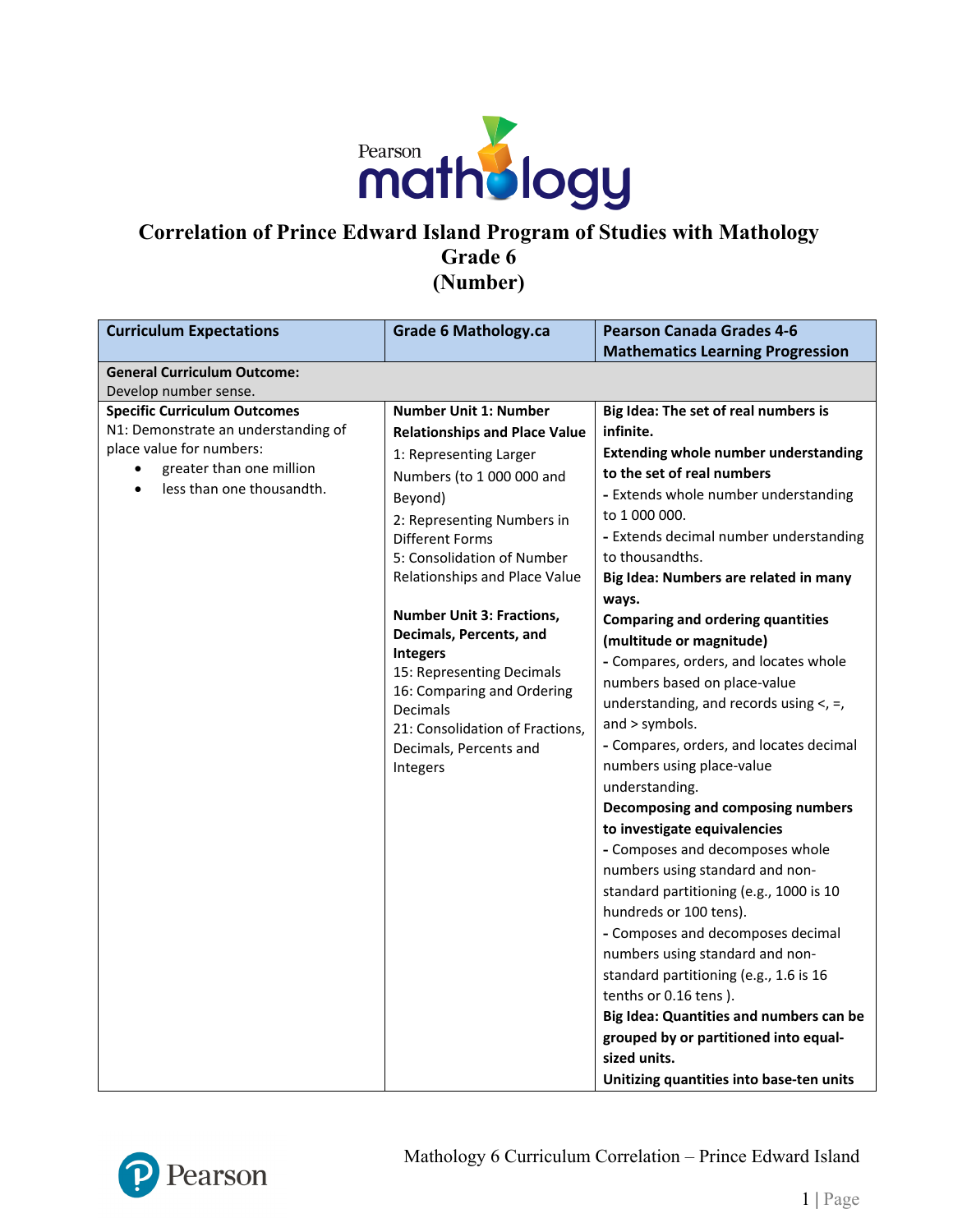# Correlation of Prince Edward Island Program of Studies with Mathology
## Grade 6
## (Number)

| Curriculum Expectations | Grade 6 Mathology.ca | Pearson Canada Grades 4-6 Mathematics Learning Progression |
|---|---|---|
| **General Curriculum Outcome:**<br>Develop number sense. | | |
| **Specific Curriculum Outcomes**<br>N1: Demonstrate an understanding of place value for numbers:<br>• greater than one million<br>• less than one thousandth. | **Number Unit 1: Number Relationships and Place Value**<br>1: Representing Larger Numbers (to 1 000 000 and Beyond)<br>2: Representing Numbers in Different Forms<br>5: Consolidation of Number Relationships and Place Value<br><br>**Number Unit 3: Fractions, Decimals, Percents, and Integers**<br>15: Representing Decimals<br>16: Comparing and Ordering Decimals<br>21: Consolidation of Fractions, Decimals, Percents and Integers | **Big Idea: The set of real numbers is infinite.**<br>**Extending whole number understanding to the set of real numbers**<br>- Extends whole number understanding to 1 000 000.<br>- Extends decimal number understanding to thousandths.<br>**Big Idea: Numbers are related in many ways.**<br>**Comparing and ordering quantities (multitude or magnitude)**<br>- Compares, orders, and locates whole numbers based on place-value understanding, and records using <, =, and > symbols.<br>- Compares, orders, and locates decimal numbers using place-value understanding.<br>**Decomposing and composing numbers to investigate equivalencies**<br>- Composes and decomposes whole numbers using standard and non-standard partitioning (e.g., 1000 is 10 hundreds or 100 tens).<br>- Composes and decomposes decimal numbers using standard and non-standard partitioning (e.g., 1.6 is 16 tenths or 0.16 tens ).<br>**Big Idea: Quantities and numbers can be grouped by or partitioned into equal-sized units.**<br>**Unitizing quantities into base-ten units** |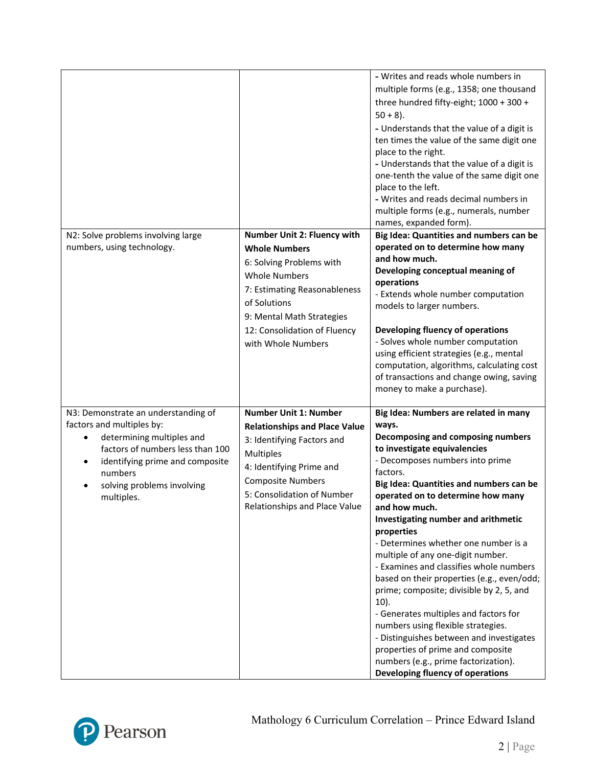| | | |
|---|---|---|
| | | - Writes and reads whole numbers in multiple forms (e.g., 1358; one thousand three hundred fifty-eight; 1000 + 300 + 50 + 8).<br>- Understands that the value of a digit is ten times the value of the same digit one place to the right.<br>- Understands that the value of a digit is one-tenth the value of the same digit one place to the left.<br>- Writes and reads decimal numbers in multiple forms (e.g., numerals, number names, expanded form). |
| N2: Solve problems involving large numbers, using technology. | **Number Unit 2: Fluency with Whole Numbers**<br>6: Solving Problems with Whole Numbers<br>7: Estimating Reasonableness of Solutions<br>9: Mental Math Strategies<br>12: Consolidation of Fluency with Whole Numbers | **Big Idea: Quantities and numbers can be operated on to determine how many and how much.**<br>**Developing conceptual meaning of operations**<br>- Extends whole number computation models to larger numbers.<br><br>**Developing fluency of operations**<br>- Solves whole number computation using efficient strategies (e.g., mental computation, algorithms, calculating cost of transactions and change owing, saving money to make a purchase). |
| N3: Demonstrate an understanding of factors and multiples by:<br>• determining multiples and factors of numbers less than 100<br>• identifying prime and composite numbers<br>• solving problems involving multiples. | **Number Unit 1: Number Relationships and Place Value**<br>3: Identifying Factors and Multiples<br>4: Identifying Prime and Composite Numbers<br>5: Consolidation of Number Relationships and Place Value | **Big Idea: Numbers are related in many ways.**<br>**Decomposing and composing numbers to investigate equivalencies**<br>- Decomposes numbers into prime factors.<br>**Big Idea: Quantities and numbers can be operated on to determine how many and how much.**<br>**Investigating number and arithmetic properties**<br>- Determines whether one number is a multiple of any one-digit number.<br>- Examines and classifies whole numbers based on their properties (e.g., even/odd; prime; composite; divisible by 2, 5, and 10).<br>- Generates multiples and factors for numbers using flexible strategies.<br>- Distinguishes between and investigates properties of prime and composite numbers (e.g., prime factorization).<br>**Developing fluency of operations** |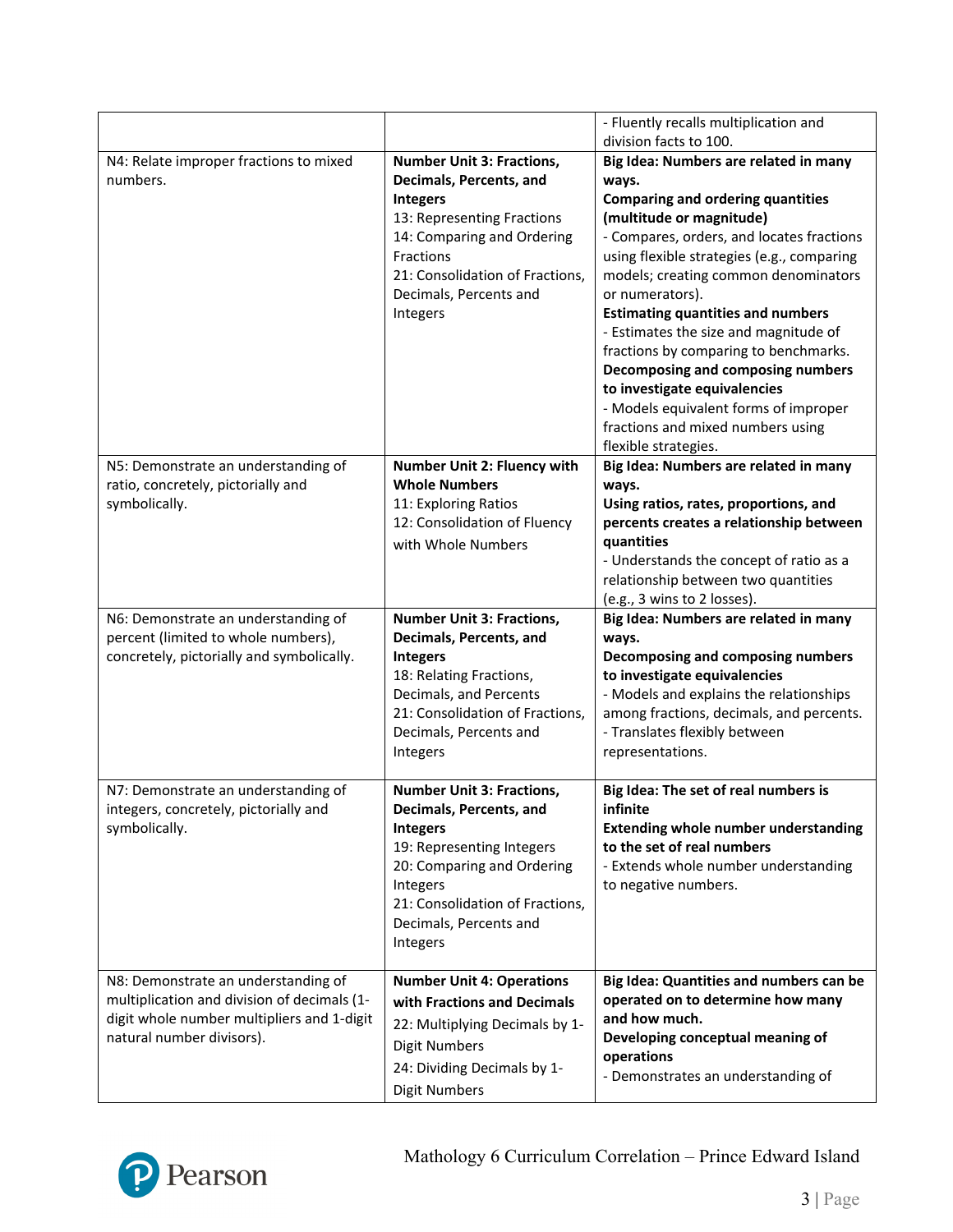| | | |
|---|---|---|
| | | - Fluently recalls multiplication and division facts to 100. |
| N4: Relate improper fractions to mixed numbers. | **Number Unit 3: Fractions, Decimals, Percents, and Integers**<br>13: Representing Fractions<br>14: Comparing and Ordering Fractions<br>21: Consolidation of Fractions, Decimals, Percents and Integers | **Big Idea: Numbers are related in many ways.**<br>**Comparing and ordering quantities (multitude or magnitude)**<br>- Compares, orders, and locates fractions using flexible strategies (e.g., comparing models; creating common denominators or numerators).<br>**Estimating quantities and numbers**<br>- Estimates the size and magnitude of fractions by comparing to benchmarks.<br>**Decomposing and composing numbers to investigate equivalencies**<br>- Models equivalent forms of improper fractions and mixed numbers using flexible strategies. |
| N5: Demonstrate an understanding of ratio, concretely, pictorially and symbolically. | **Number Unit 2: Fluency with Whole Numbers**<br>11: Exploring Ratios<br>12: Consolidation of Fluency with Whole Numbers | **Big Idea: Numbers are related in many ways.**<br>**Using ratios, rates, proportions, and percents creates a relationship between quantities**<br>- Understands the concept of ratio as a relationship between two quantities (e.g., 3 wins to 2 losses). |
| N6: Demonstrate an understanding of percent (limited to whole numbers), concretely, pictorially and symbolically. | **Number Unit 3: Fractions, Decimals, Percents, and Integers**<br>18: Relating Fractions, Decimals, and Percents<br>21: Consolidation of Fractions, Decimals, Percents and Integers | **Big Idea: Numbers are related in many ways.**<br>**Decomposing and composing numbers to investigate equivalencies**<br>- Models and explains the relationships among fractions, decimals, and percents.<br>- Translates flexibly between representations. |
| N7: Demonstrate an understanding of integers, concretely, pictorially and symbolically. | **Number Unit 3: Fractions, Decimals, Percents, and Integers**<br>19: Representing Integers<br>20: Comparing and Ordering Integers<br>21: Consolidation of Fractions, Decimals, Percents and Integers | **Big Idea: The set of real numbers is infinite**<br>**Extending whole number understanding to the set of real numbers**<br>- Extends whole number understanding to negative numbers. |
| N8: Demonstrate an understanding of multiplication and division of decimals (1-digit whole number multipliers and 1-digit natural number divisors). | **Number Unit 4: Operations with Fractions and Decimals**<br>22: Multiplying Decimals by 1-Digit Numbers<br>24: Dividing Decimals by 1-Digit Numbers | **Big Idea: Quantities and numbers can be operated on to determine how many and how much.**<br>**Developing conceptual meaning of operations**<br>- Demonstrates an understanding of |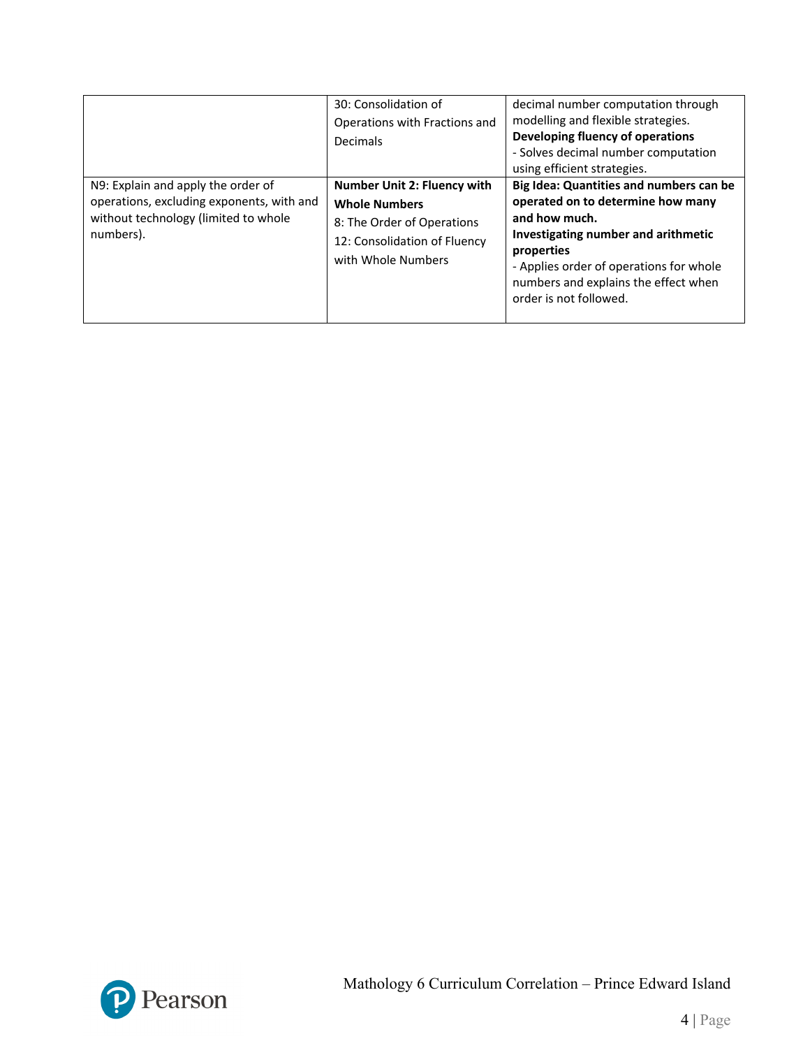| | | |
|---|---|---|
| | 30: Consolidation of Operations with Fractions and Decimals | decimal number computation through modelling and flexible strategies.<br>**Developing fluency of operations**<br>- Solves decimal number computation using efficient strategies. |
| N9: Explain and apply the order of operations, excluding exponents, with and without technology (limited to whole numbers). | **Number Unit 2: Fluency with Whole Numbers**<br>8: The Order of Operations<br>12: Consolidation of Fluency with Whole Numbers | **Big Idea: Quantities and numbers can be operated on to determine how many and how much.**<br>**Investigating number and arithmetic properties**<br>- Applies order of operations for whole numbers and explains the effect when order is not followed. |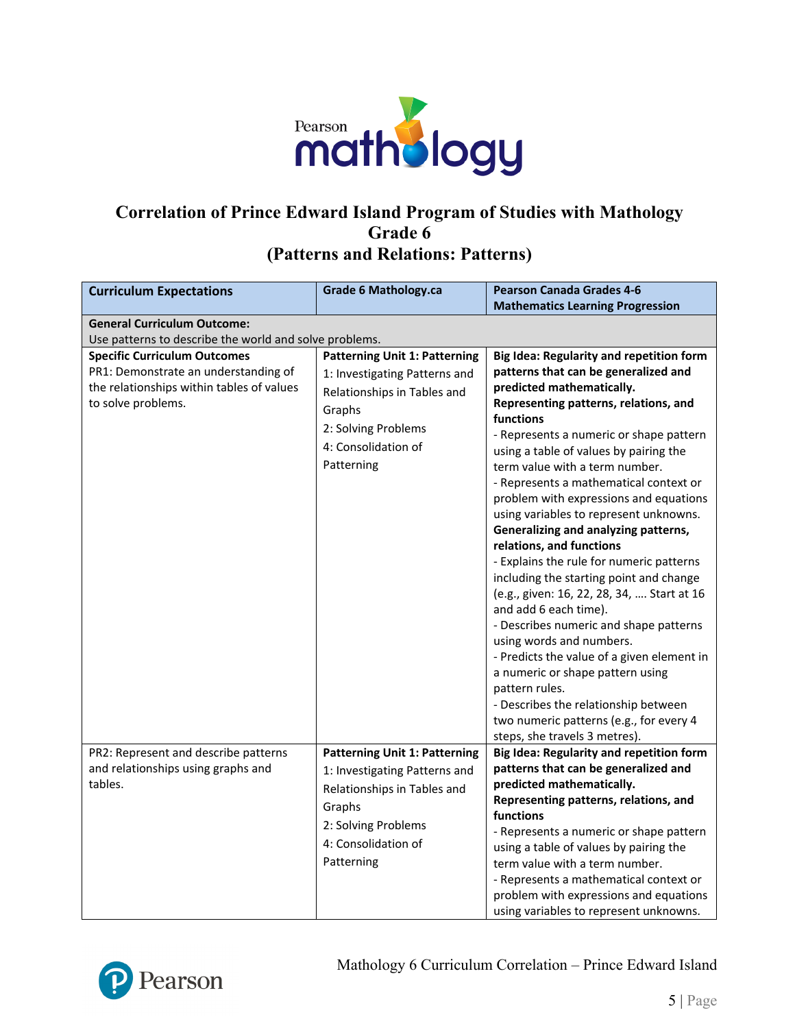# Correlation of Prince Edward Island Program of Studies with Mathology Grade 6 (Patterns and Relations: Patterns)

| Curriculum Expectations | Grade 6 Mathology.ca | Pearson Canada Grades 4-6 Mathematics Learning Progression |
|---|---|---|
| **General Curriculum Outcome:** Use patterns to describe the world and solve problems. | | |
| **Specific Curriculum Outcomes** PR1: Demonstrate an understanding of the relationships within tables of values to solve problems. | **Patterning Unit 1: Patterning** 1: Investigating Patterns and Relationships in Tables and Graphs 2: Solving Problems 4: Consolidation of Patterning | **Big Idea: Regularity and repetition form patterns that can be generalized and predicted mathematically.** **Representing patterns, relations, and functions** - Represents a numeric or shape pattern using a table of values by pairing the term value with a term number. - Represents a mathematical context or problem with expressions and equations using variables to represent unknowns. **Generalizing and analyzing patterns, relations, and functions** - Explains the rule for numeric patterns including the starting point and change (e.g., given: 16, 22, 28, 34, …. Start at 16 and add 6 each time). - Describes numeric and shape patterns using words and numbers. - Predicts the value of a given element in a numeric or shape pattern using pattern rules. - Describes the relationship between two numeric patterns (e.g., for every 4 steps, she travels 3 metres). |
| PR2: Represent and describe patterns and relationships using graphs and tables. | **Patterning Unit 1: Patterning** 1: Investigating Patterns and Relationships in Tables and Graphs 2: Solving Problems 4: Consolidation of Patterning | **Big Idea: Regularity and repetition form patterns that can be generalized and predicted mathematically.** **Representing patterns, relations, and functions** - Represents a numeric or shape pattern using a table of values by pairing the term value with a term number. - Represents a mathematical context or problem with expressions and equations using variables to represent unknowns. |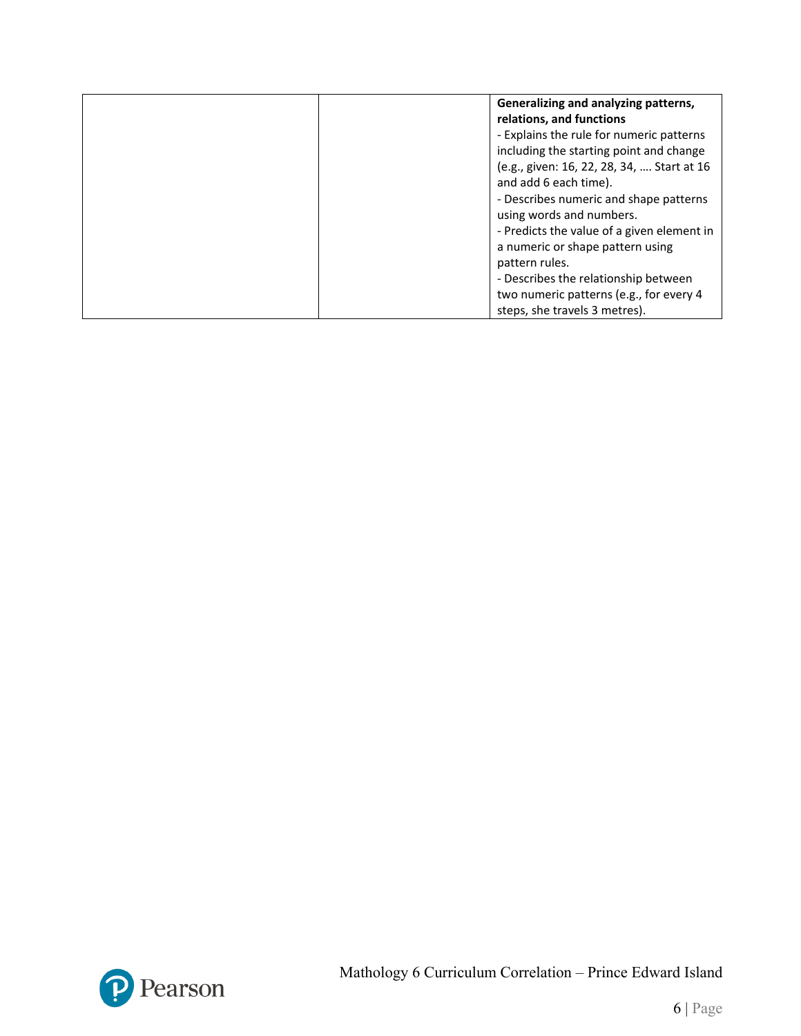| | | |
|---|---|---|
| | | **Generalizing and analyzing patterns, relations, and functions**<br>- Explains the rule for numeric patterns including the starting point and change (e.g., given: 16, 22, 28, 34, …. Start at 16 and add 6 each time).<br>- Describes numeric and shape patterns using words and numbers.<br>- Predicts the value of a given element in a numeric or shape pattern using pattern rules.<br>- Describes the relationship between two numeric patterns (e.g., for every 4 steps, she travels 3 metres). |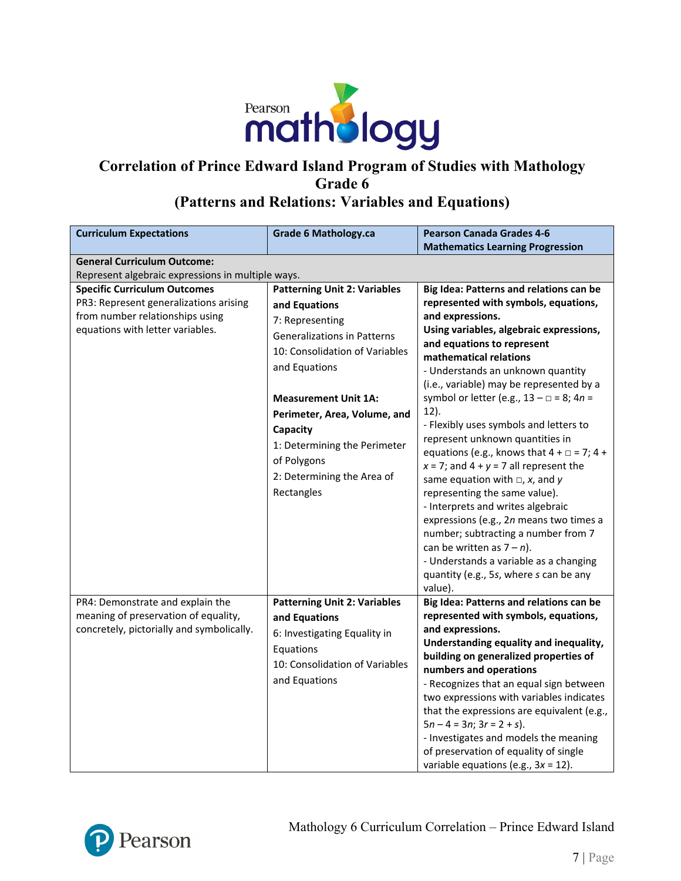# Correlation of Prince Edward Island Program of Studies with Mathology Grade 6 (Patterns and Relations: Variables and Equations)

| Curriculum Expectations | Grade 6 Mathology.ca | Pearson Canada Grades 4-6 Mathematics Learning Progression |
|---|---|---|
| **General Curriculum Outcome:** Represent algebraic expressions in multiple ways. | | |
| **Specific Curriculum Outcomes** PR3: Represent generalizations arising from number relationships using equations with letter variables. | **Patterning Unit 2: Variables and Equations** 7: Representing Generalizations in Patterns 10: Consolidation of Variables and Equations **Measurement Unit 1A: Perimeter, Area, Volume, and Capacity** 1: Determining the Perimeter of Polygons 2: Determining the Area of Rectangles | **Big Idea: Patterns and relations can be represented with symbols, equations, and expressions.** **Using variables, algebraic expressions, and equations to represent mathematical relations** - Understands an unknown quantity (i.e., variable) may be represented by a symbol or letter (e.g., $13 - \square = 8$; $4n = 12$). - Flexibly uses symbols and letters to represent unknown quantities in equations (e.g., knows that $4 + \square = 7$; $4 + x = 7$; and $4 + y = 7$ all represent the same equation with $\square$, $x$, and $y$ representing the same value). - Interprets and writes algebraic expressions (e.g., $2n$ means two times a number; subtracting a number from 7 can be written as $7 - n$). - Understands a variable as a changing quantity (e.g., $5s$, where $s$ can be any value). |
| PR4: Demonstrate and explain the meaning of preservation of equality, concretely, pictorially and symbolically. | **Patterning Unit 2: Variables and Equations** 6: Investigating Equality in Equations 10: Consolidation of Variables and Equations | **Big Idea: Patterns and relations can be represented with symbols, equations, and expressions.** **Understanding equality and inequality, building on generalized properties of numbers and operations** - Recognizes that an equal sign between two expressions with variables indicates that the expressions are equivalent (e.g., $5n - 4 = 3n$; $3r = 2 + s$). - Investigates and models the meaning of preservation of equality of single variable equations (e.g., $3x = 12$). |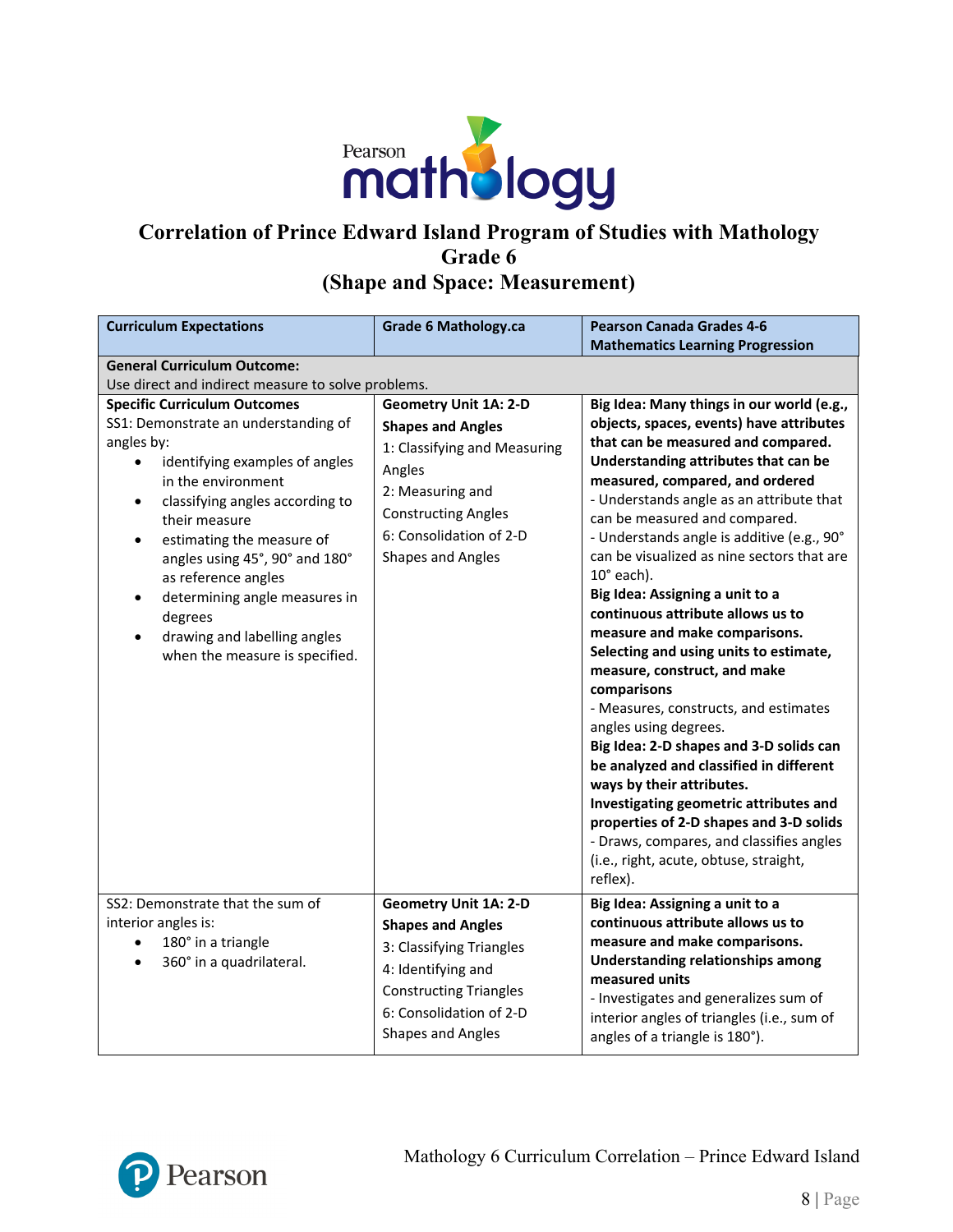# Correlation of Prince Edward Island Program of Studies with Mathology Grade 6 (Shape and Space: Measurement)

| Curriculum Expectations | Grade 6 Mathology.ca | Pearson Canada Grades 4-6 Mathematics Learning Progression |
|---|---|---|
| **General Curriculum Outcome:**<br>Use direct and indirect measure to solve problems. | | |
| **Specific Curriculum Outcomes**<br>SS1: Demonstrate an understanding of angles by:<br>• identifying examples of angles in the environment<br>• classifying angles according to their measure<br>• estimating the measure of angles using 45°, 90° and 180° as reference angles<br>• determining angle measures in degrees<br>• drawing and labelling angles when the measure is specified. | **Geometry Unit 1A: 2-D Shapes and Angles**<br>1: Classifying and Measuring Angles<br>2: Measuring and Constructing Angles<br>6: Consolidation of 2-D Shapes and Angles | **Big Idea: Many things in our world (e.g., objects, spaces, events) have attributes that can be measured and compared.**<br>**Understanding attributes that can be measured, compared, and ordered**<br>- Understands angle as an attribute that can be measured and compared.<br>- Understands angle is additive (e.g., 90° can be visualized as nine sectors that are 10° each).<br>**Big Idea: Assigning a unit to a continuous attribute allows us to measure and make comparisons.**<br>**Selecting and using units to estimate, measure, construct, and make comparisons**<br>- Measures, constructs, and estimates angles using degrees.<br>**Big Idea: 2-D shapes and 3-D solids can be analyzed and classified in different ways by their attributes.**<br>**Investigating geometric attributes and properties of 2-D shapes and 3-D solids**<br>- Draws, compares, and classifies angles (i.e., right, acute, obtuse, straight, reflex). |
| SS2: Demonstrate that the sum of interior angles is:<br>• 180° in a triangle<br>• 360° in a quadrilateral. | **Geometry Unit 1A: 2-D Shapes and Angles**<br>3: Classifying Triangles<br>4: Identifying and Constructing Triangles<br>6: Consolidation of 2-D Shapes and Angles | **Big Idea: Assigning a unit to a continuous attribute allows us to measure and make comparisons.**<br>**Understanding relationships among measured units**<br>- Investigates and generalizes sum of interior angles of triangles (i.e., sum of angles of a triangle is 180°). |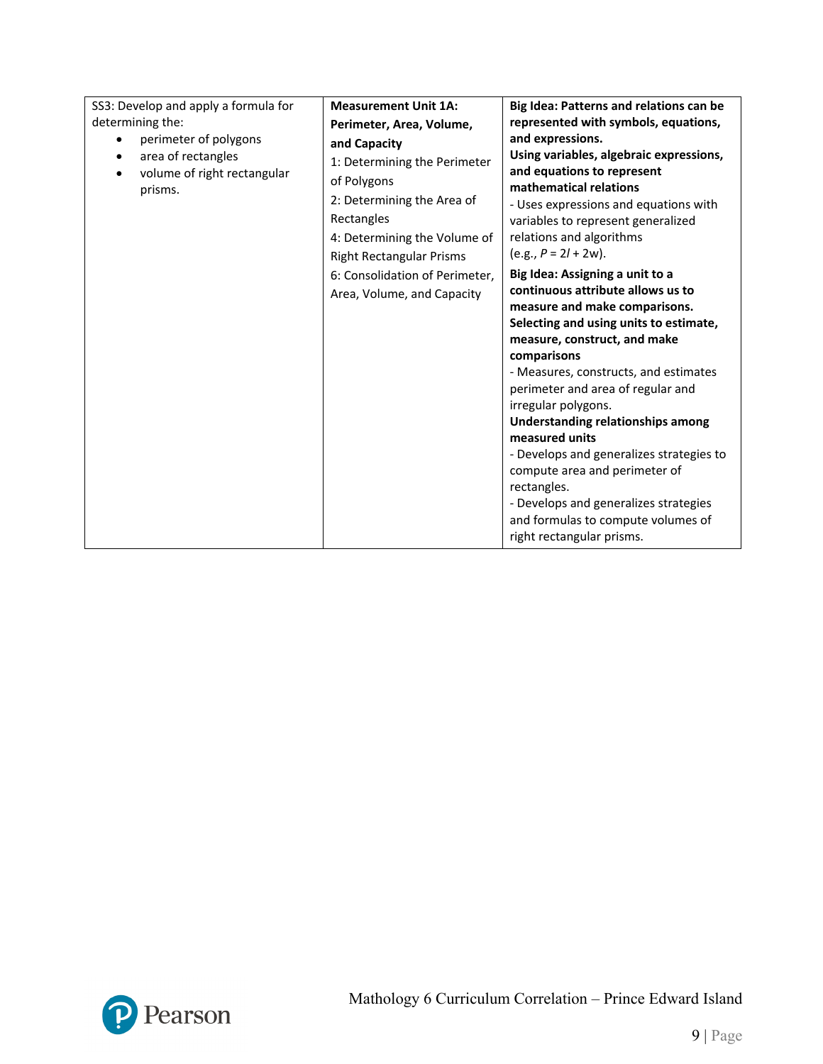| | | |
|---|---|---|
| SS3: Develop and apply a formula for determining the:<br>• perimeter of polygons<br>• area of rectangles<br>• volume of right rectangular prisms. | **Measurement Unit 1A: Perimeter, Area, Volume, and Capacity**<br>1: Determining the Perimeter of Polygons<br>2: Determining the Area of Rectangles<br>4: Determining the Volume of Right Rectangular Prisms<br>6: Consolidation of Perimeter, Area, Volume, and Capacity | **Big Idea: Patterns and relations can be represented with symbols, equations, and expressions.**<br>**Using variables, algebraic expressions, and equations to represent mathematical relations**<br>- Uses expressions and equations with variables to represent generalized relations and algorithms (e.g., $P = 2l + 2w$).<br>**Big Idea: Assigning a unit to a continuous attribute allows us to measure and make comparisons.**<br>**Selecting and using units to estimate, measure, construct, and make comparisons**<br>- Measures, constructs, and estimates perimeter and area of regular and irregular polygons.<br>**Understanding relationships among measured units**<br>- Develops and generalizes strategies to compute area and perimeter of rectangles.<br>- Develops and generalizes strategies and formulas to compute volumes of right rectangular prisms. |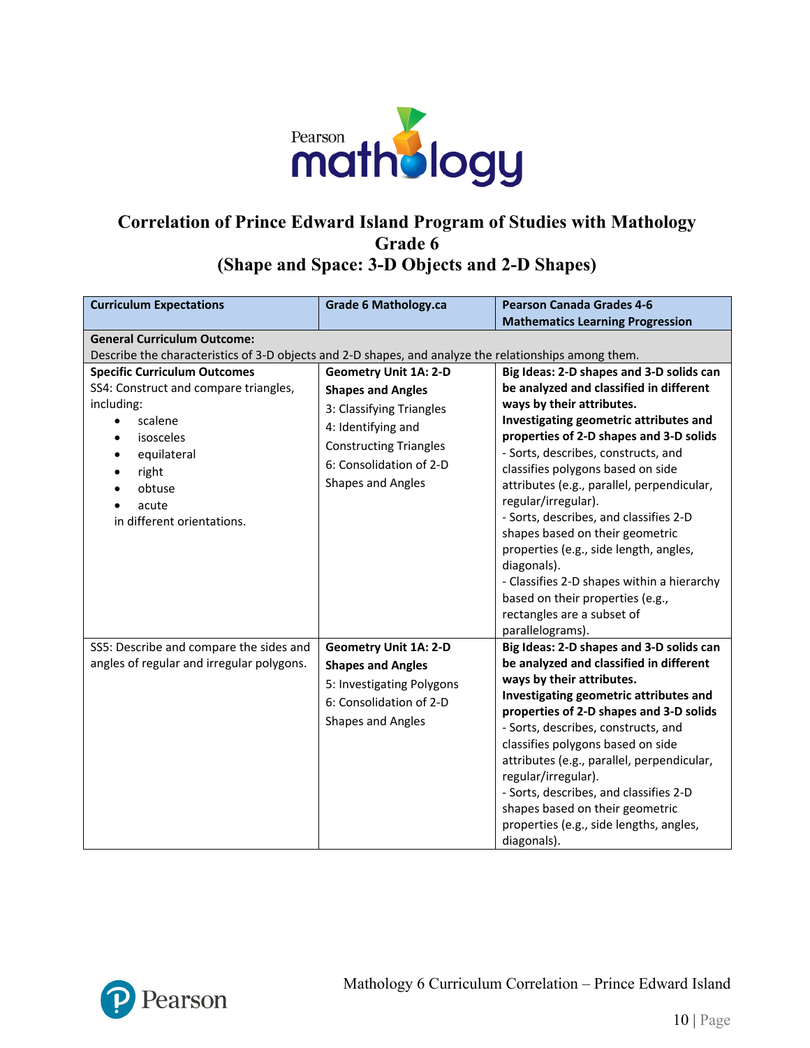# Correlation of Prince Edward Island Program of Studies with Mathology Grade 6 (Shape and Space: 3-D Objects and 2-D Shapes)

| Curriculum Expectations | Grade 6 Mathology.ca | Pearson Canada Grades 4-6 Mathematics Learning Progression |
|---|---|---|
| **General Curriculum Outcome:** Describe the characteristics of 3-D objects and 2-D shapes, and analyze the relationships among them. | | |
| **Specific Curriculum Outcomes**<br>SS4: Construct and compare triangles, including:<br>• scalene<br>• isosceles<br>• equilateral<br>• right<br>• obtuse<br>• acute<br>in different orientations. | **Geometry Unit 1A: 2-D Shapes and Angles**<br>3: Classifying Triangles<br>4: Identifying and Constructing Triangles<br>6: Consolidation of 2-D Shapes and Angles | **Big Ideas: 2-D shapes and 3-D solids can be analyzed and classified in different ways by their attributes.**<br>**Investigating geometric attributes and properties of 2-D shapes and 3-D solids**<br>- Sorts, describes, constructs, and classifies polygons based on side attributes (e.g., parallel, perpendicular, regular/irregular).<br>- Sorts, describes, and classifies 2-D shapes based on their geometric properties (e.g., side length, angles, diagonals).<br>- Classifies 2-D shapes within a hierarchy based on their properties (e.g., rectangles are a subset of parallelograms). |
| SS5: Describe and compare the sides and angles of regular and irregular polygons. | **Geometry Unit 1A: 2-D Shapes and Angles**<br>5: Investigating Polygons<br>6: Consolidation of 2-D Shapes and Angles | **Big Ideas: 2-D shapes and 3-D solids can be analyzed and classified in different ways by their attributes.**<br>**Investigating geometric attributes and properties of 2-D shapes and 3-D solids**<br>- Sorts, describes, constructs, and classifies polygons based on side attributes (e.g., parallel, perpendicular, regular/irregular).<br>- Sorts, describes, and classifies 2-D shapes based on their geometric properties (e.g., side lengths, angles, diagonals). |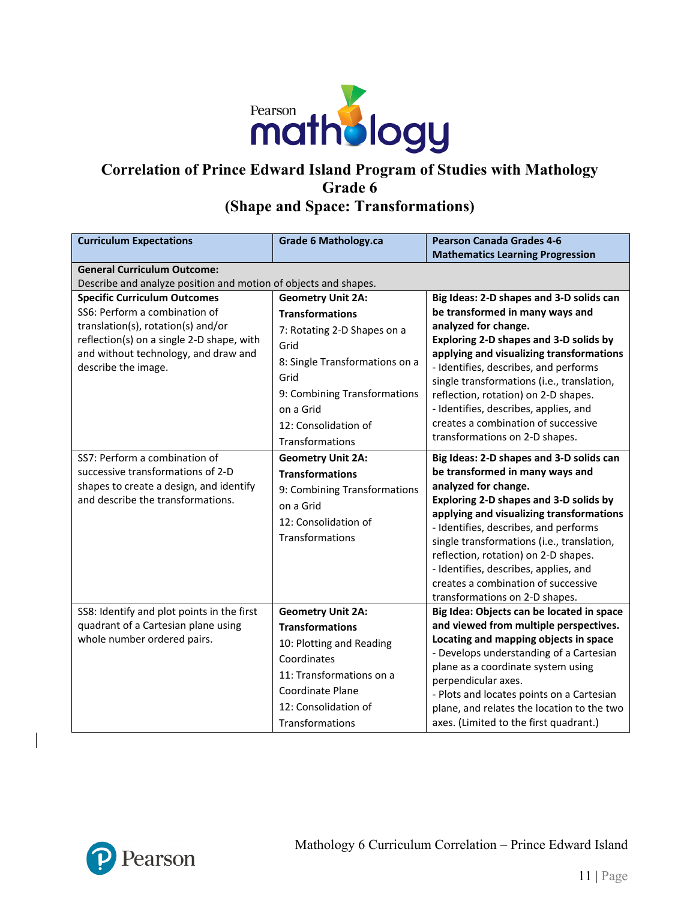# Correlation of Prince Edward Island Program of Studies with Mathology Grade 6 (Shape and Space: Transformations)

| Curriculum Expectations | Grade 6 Mathology.ca | Pearson Canada Grades 4-6 Mathematics Learning Progression |
|---|---|---|
| **General Curriculum Outcome:** Describe and analyze position and motion of objects and shapes. | | |
| **Specific Curriculum Outcomes** SS6: Perform a combination of translation(s), rotation(s) and/or reflection(s) on a single 2-D shape, with and without technology, and draw and describe the image. | **Geometry Unit 2A: Transformations** 7: Rotating 2-D Shapes on a Grid 8: Single Transformations on a Grid 9: Combining Transformations on a Grid 12: Consolidation of Transformations | **Big Ideas: 2-D shapes and 3-D solids can be transformed in many ways and analyzed for change.** **Exploring 2-D shapes and 3-D solids by applying and visualizing transformations** - Identifies, describes, and performs single transformations (i.e., translation, reflection, rotation) on 2-D shapes. - Identifies, describes, applies, and creates a combination of successive transformations on 2-D shapes. |
| SS7: Perform a combination of successive transformations of 2-D shapes to create a design, and identify and describe the transformations. | **Geometry Unit 2A: Transformations** 9: Combining Transformations on a Grid 12: Consolidation of Transformations | **Big Ideas: 2-D shapes and 3-D solids can be transformed in many ways and analyzed for change.** **Exploring 2-D shapes and 3-D solids by applying and visualizing transformations** - Identifies, describes, and performs single transformations (i.e., translation, reflection, rotation) on 2-D shapes. - Identifies, describes, applies, and creates a combination of successive transformations on 2-D shapes. |
| SS8: Identify and plot points in the first quadrant of a Cartesian plane using whole number ordered pairs. | **Geometry Unit 2A: Transformations** 10: Plotting and Reading Coordinates 11: Transformations on a Coordinate Plane 12: Consolidation of Transformations | **Big Idea: Objects can be located in space and viewed from multiple perspectives.** **Locating and mapping objects in space** - Develops understanding of a Cartesian plane as a coordinate system using perpendicular axes. - Plots and locates points on a Cartesian plane, and relates the location to the two axes. (Limited to the first quadrant.) |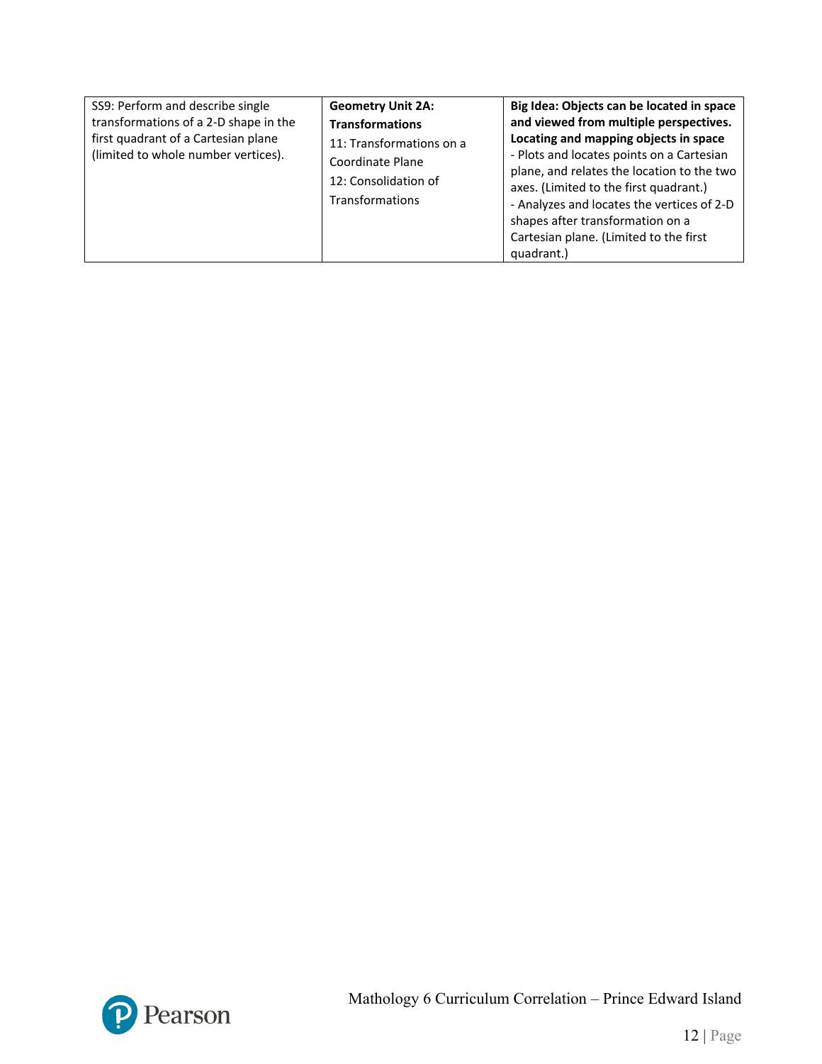| | | |
|---|---|---|
| SS9: Perform and describe single transformations of a 2-D shape in the first quadrant of a Cartesian plane (limited to whole number vertices). | **Geometry Unit 2A: Transformations**<br>11: Transformations on a Coordinate Plane<br>12: Consolidation of Transformations | **Big Idea: Objects can be located in space and viewed from multiple perspectives.**<br>**Locating and mapping objects in space**<br>- Plots and locates points on a Cartesian plane, and relates the location to the two axes. (Limited to the first quadrant.)<br>- Analyzes and locates the vertices of 2-D shapes after transformation on a Cartesian plane. (Limited to the first quadrant.) |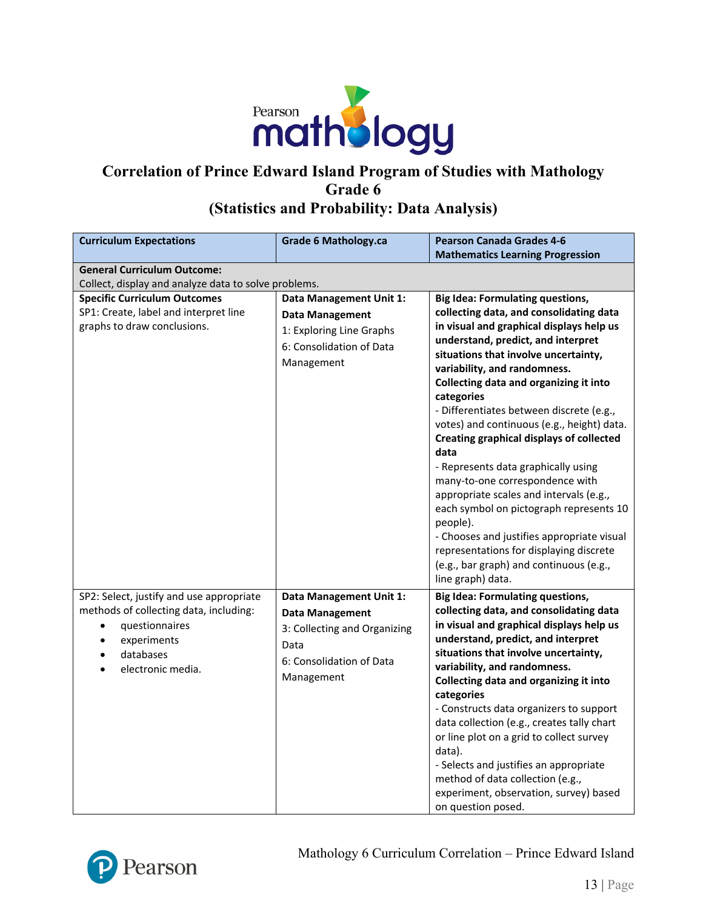# Correlation of Prince Edward Island Program of Studies with Mathology Grade 6 (Statistics and Probability: Data Analysis)

| Curriculum Expectations | Grade 6 Mathology.ca | Pearson Canada Grades 4-6 Mathematics Learning Progression |
|---|---|---|
| **General Curriculum Outcome:**<br>Collect, display and analyze data to solve problems. | | |
| **Specific Curriculum Outcomes**<br>SP1: Create, label and interpret line graphs to draw conclusions. | **Data Management Unit 1: Data Management**<br>1: Exploring Line Graphs<br>6: Consolidation of Data Management | **Big Idea: Formulating questions, collecting data, and consolidating data in visual and graphical displays help us understand, predict, and interpret situations that involve uncertainty, variability, and randomness.**<br>**Collecting data and organizing it into categories**<br>- Differentiates between discrete (e.g., votes) and continuous (e.g., height) data.<br>**Creating graphical displays of collected data**<br>- Represents data graphically using many-to-one correspondence with appropriate scales and intervals (e.g., each symbol on pictograph represents 10 people).<br>- Chooses and justifies appropriate visual representations for displaying discrete (e.g., bar graph) and continuous (e.g., line graph) data. |
| SP2: Select, justify and use appropriate methods of collecting data, including:<br>• questionnaires<br>• experiments<br>• databases<br>• electronic media. | **Data Management Unit 1: Data Management**<br>3: Collecting and Organizing Data<br>6: Consolidation of Data Management | **Big Idea: Formulating questions, collecting data, and consolidating data in visual and graphical displays help us understand, predict, and interpret situations that involve uncertainty, variability, and randomness.**<br>**Collecting data and organizing it into categories**<br>- Constructs data organizers to support data collection (e.g., creates tally chart or line plot on a grid to collect survey data).<br>- Selects and justifies an appropriate method of data collection (e.g., experiment, observation, survey) based on question posed. |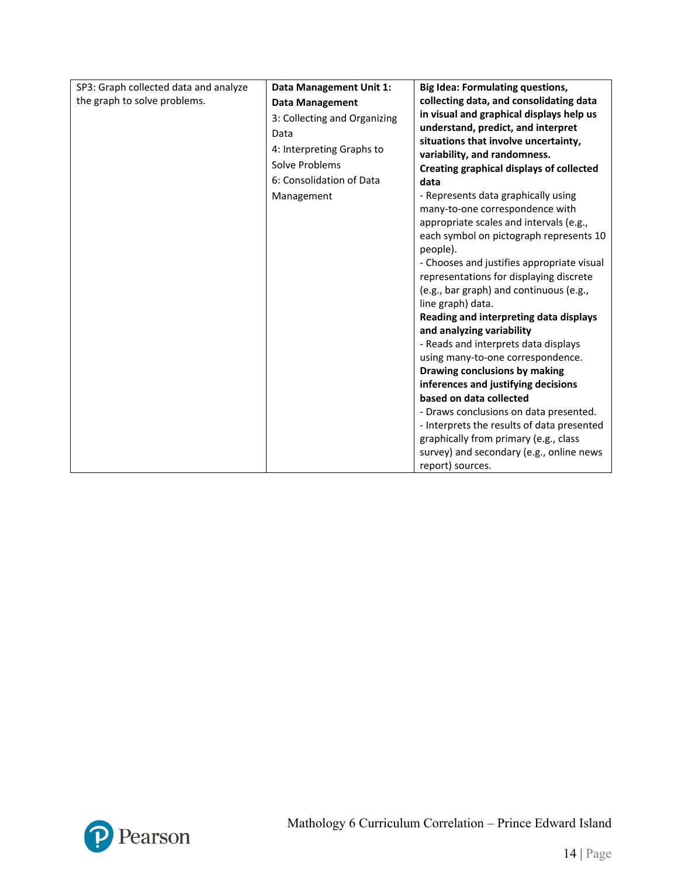| | | |
|---|---|---|
| SP3: Graph collected data and analyze the graph to solve problems. | **Data Management Unit 1: Data Management**<br>3: Collecting and Organizing Data<br>4: Interpreting Graphs to Solve Problems<br>6: Consolidation of Data Management | **Big Idea: Formulating questions, collecting data, and consolidating data in visual and graphical displays help us understand, predict, and interpret situations that involve uncertainty, variability, and randomness.**<br>**Creating graphical displays of collected data**<br>- Represents data graphically using many-to-one correspondence with appropriate scales and intervals (e.g., each symbol on pictograph represents 10 people).<br>- Chooses and justifies appropriate visual representations for displaying discrete (e.g., bar graph) and continuous (e.g., line graph) data.<br>**Reading and interpreting data displays and analyzing variability**<br>- Reads and interprets data displays using many-to-one correspondence.<br>**Drawing conclusions by making inferences and justifying decisions based on data collected**<br>- Draws conclusions on data presented.<br>- Interprets the results of data presented graphically from primary (e.g., class survey) and secondary (e.g., online news report) sources. |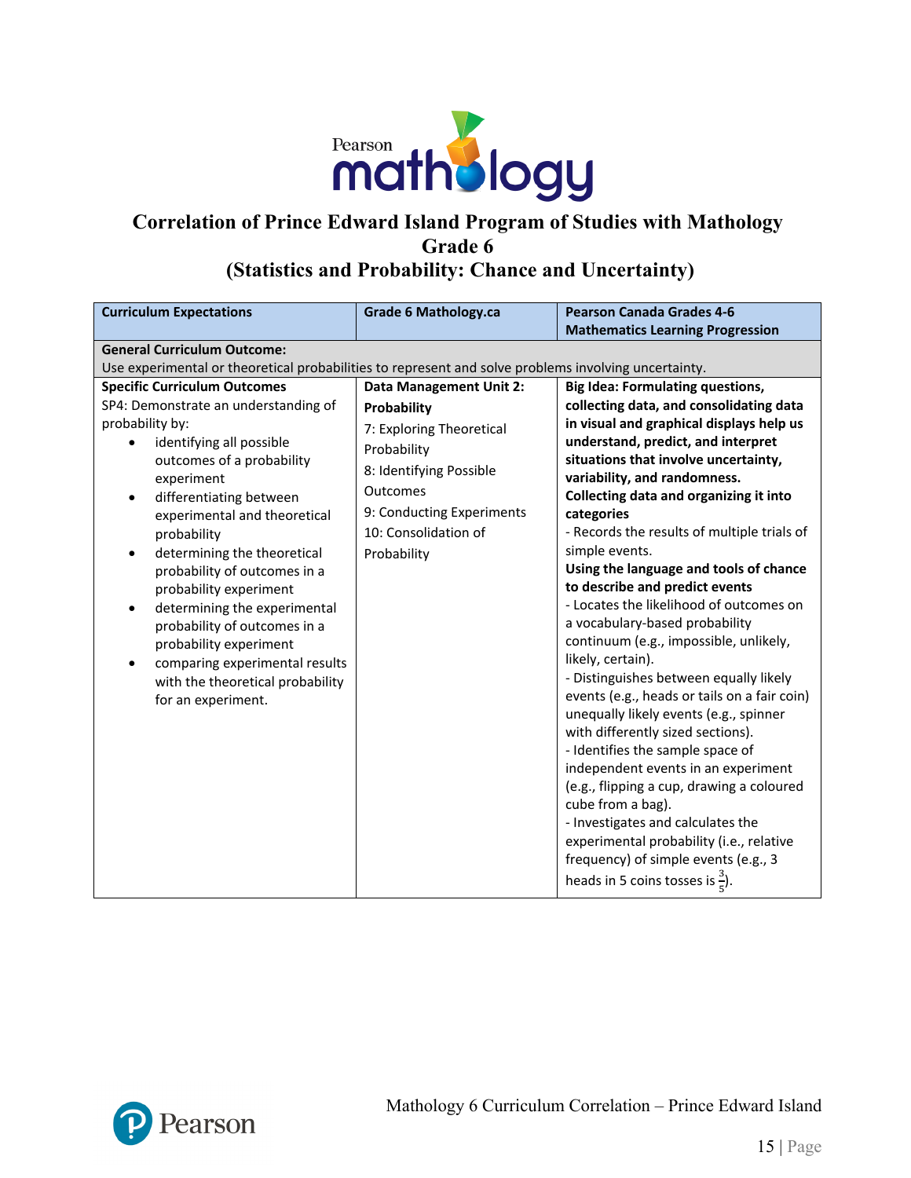Pearson mathology

# Correlation of Prince Edward Island Program of Studies with Mathology Grade 6 (Statistics and Probability: Chance and Uncertainty)

| Curriculum Expectations | Grade 6 Mathology.ca | Pearson Canada Grades 4-6 Mathematics Learning Progression |
|---|---|---|
| **General Curriculum Outcome:** Use experimental or theoretical probabilities to represent and solve problems involving uncertainty. | | |
| **Specific Curriculum Outcomes**<br>SP4: Demonstrate an understanding of probability by:<br>• identifying all possible outcomes of a probability experiment<br>• differentiating between experimental and theoretical probability<br>• determining the theoretical probability of outcomes in a probability experiment<br>• determining the experimental probability of outcomes in a probability experiment<br>• comparing experimental results with the theoretical probability for an experiment. | **Data Management Unit 2: Probability**<br>7: Exploring Theoretical Probability<br>8: Identifying Possible Outcomes<br>9: Conducting Experiments<br>10: Consolidation of Probability | **Big Idea: Formulating questions, collecting data, and consolidating data in visual and graphical displays help us understand, predict, and interpret situations that involve uncertainty, variability, and randomness.**<br>**Collecting data and organizing it into categories**<br>- Records the results of multiple trials of simple events.<br>**Using the language and tools of chance to describe and predict events**<br>- Locates the likelihood of outcomes on a vocabulary-based probability continuum (e.g., impossible, unlikely, likely, certain).<br>- Distinguishes between equally likely events (e.g., heads or tails on a fair coin) unequally likely events (e.g., spinner with differently sized sections).<br>- Identifies the sample space of independent events in an experiment (e.g., flipping a cup, drawing a coloured cube from a bag).<br>- Investigates and calculates the experimental probability (i.e., relative frequency) of simple events (e.g., 3 heads in 5 coins tosses is $\frac{3}{5}$). |